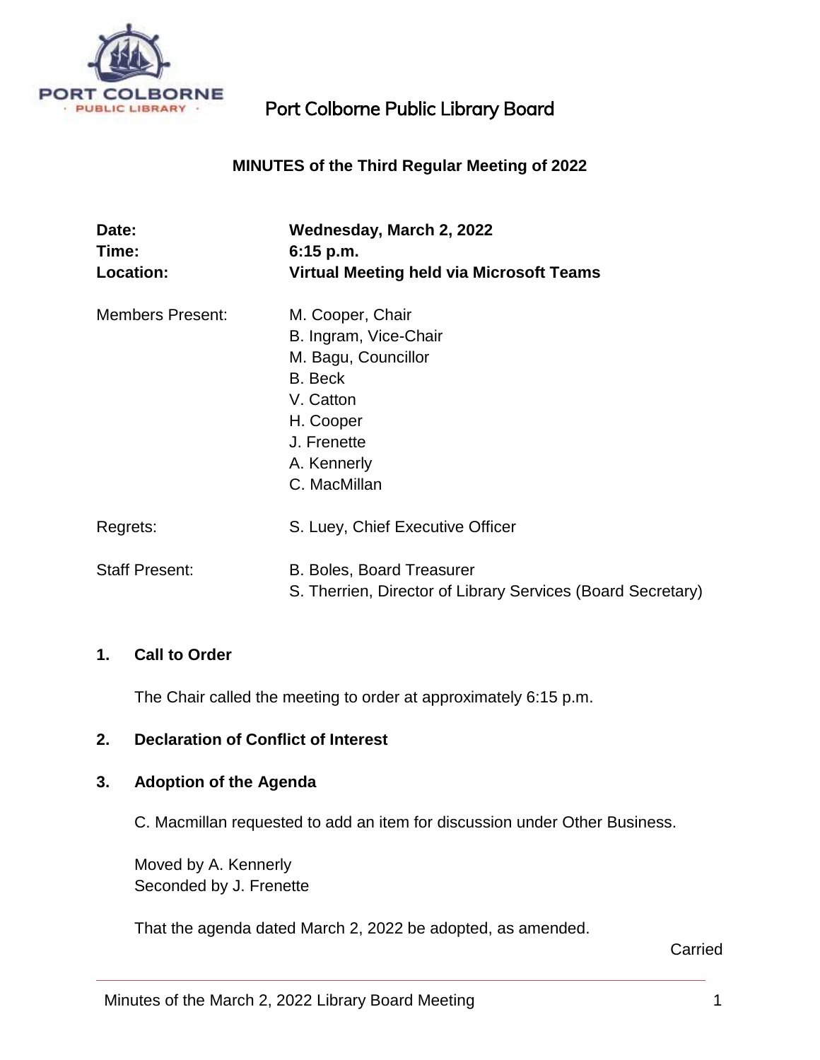# Port Colborne Public Library Board

## MINUTES of the Third Regular Meeting of 2022

| | |
|---|---|
| **Date:** | **Wednesday, March 2, 2022** |
| **Time:** | **6:15 p.m.** |
| **Location:** | **Virtual Meeting held via Microsoft Teams** |
| Members Present: | M. Cooper, Chair<br>B. Ingram, Vice-Chair<br>M. Bagu, Councillor<br>B. Beck<br>V. Catton<br>H. Cooper<br>J. Frenette<br>A. Kennerly<br>C. MacMillan |
| Regrets: | S. Luey, Chief Executive Officer |
| Staff Present: | B. Boles, Board Treasurer<br>S. Therrien, Director of Library Services (Board Secretary) |

### 1. Call to Order

The Chair called the meeting to order at approximately 6:15 p.m.

### 2. Declaration of Conflict of Interest

### 3. Adoption of the Agenda

C. Macmillan requested to add an item for discussion under Other Business.

Moved by A. Kennerly
Seconded by J. Frenette

That the agenda dated March 2, 2022 be adopted, as amended.

Carried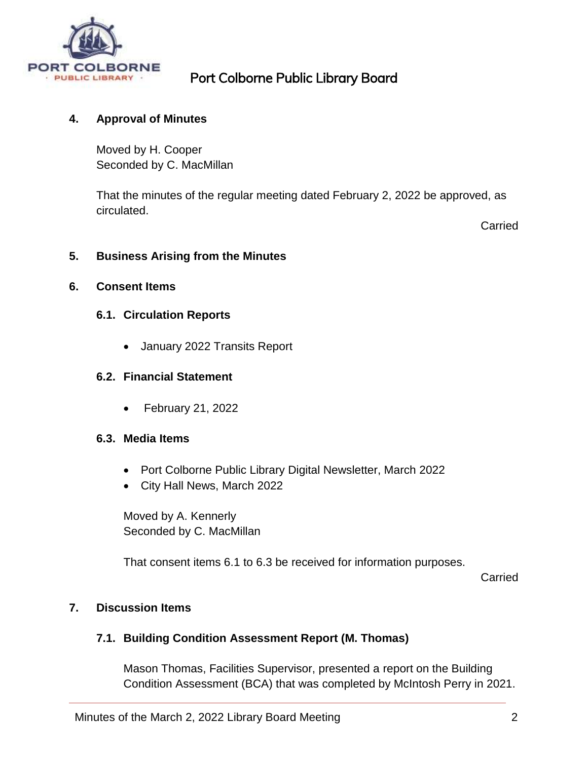## 4. Approval of Minutes

Moved by H. Cooper
Seconded by C. MacMillan

That the minutes of the regular meeting dated February 2, 2022 be approved, as circulated.

Carried

## 5. Business Arising from the Minutes

## 6. Consent Items

### 6.1. Circulation Reports

- January 2022 Transits Report

### 6.2. Financial Statement

- February 21, 2022

### 6.3. Media Items

- Port Colborne Public Library Digital Newsletter, March 2022
- City Hall News, March 2022

Moved by A. Kennerly
Seconded by C. MacMillan

That consent items 6.1 to 6.3 be received for information purposes.

Carried

## 7. Discussion Items

### 7.1. Building Condition Assessment Report (M. Thomas)

Mason Thomas, Facilities Supervisor, presented a report on the Building Condition Assessment (BCA) that was completed by McIntosh Perry in 2021.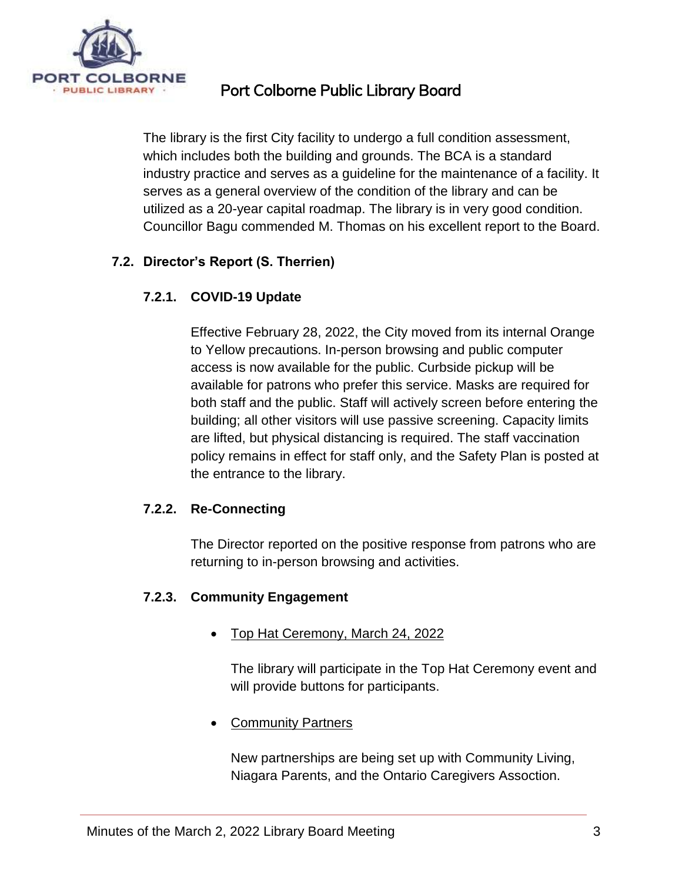The library is the first City facility to undergo a full condition assessment, which includes both the building and grounds. The BCA is a standard industry practice and serves as a guideline for the maintenance of a facility. It serves as a general overview of the condition of the library and can be utilized as a 20-year capital roadmap. The library is in very good condition. Councillor Bagu commended M. Thomas on his excellent report to the Board.

### 7.2. Director's Report (S. Therrien)

#### 7.2.1. COVID-19 Update

Effective February 28, 2022, the City moved from its internal Orange to Yellow precautions. In-person browsing and public computer access is now available for the public. Curbside pickup will be available for patrons who prefer this service. Masks are required for both staff and the public. Staff will actively screen before entering the building; all other visitors will use passive screening. Capacity limits are lifted, but physical distancing is required. The staff vaccination policy remains in effect for staff only, and the Safety Plan is posted at the entrance to the library.

#### 7.2.2. Re-Connecting

The Director reported on the positive response from patrons who are returning to in-person browsing and activities.

#### 7.2.3. Community Engagement

- <u>Top Hat Ceremony, March 24, 2022</u>

  The library will participate in the Top Hat Ceremony event and will provide buttons for participants.

- <u>Community Partners</u>

  New partnerships are being set up with Community Living, Niagara Parents, and the Ontario Caregivers Assoction.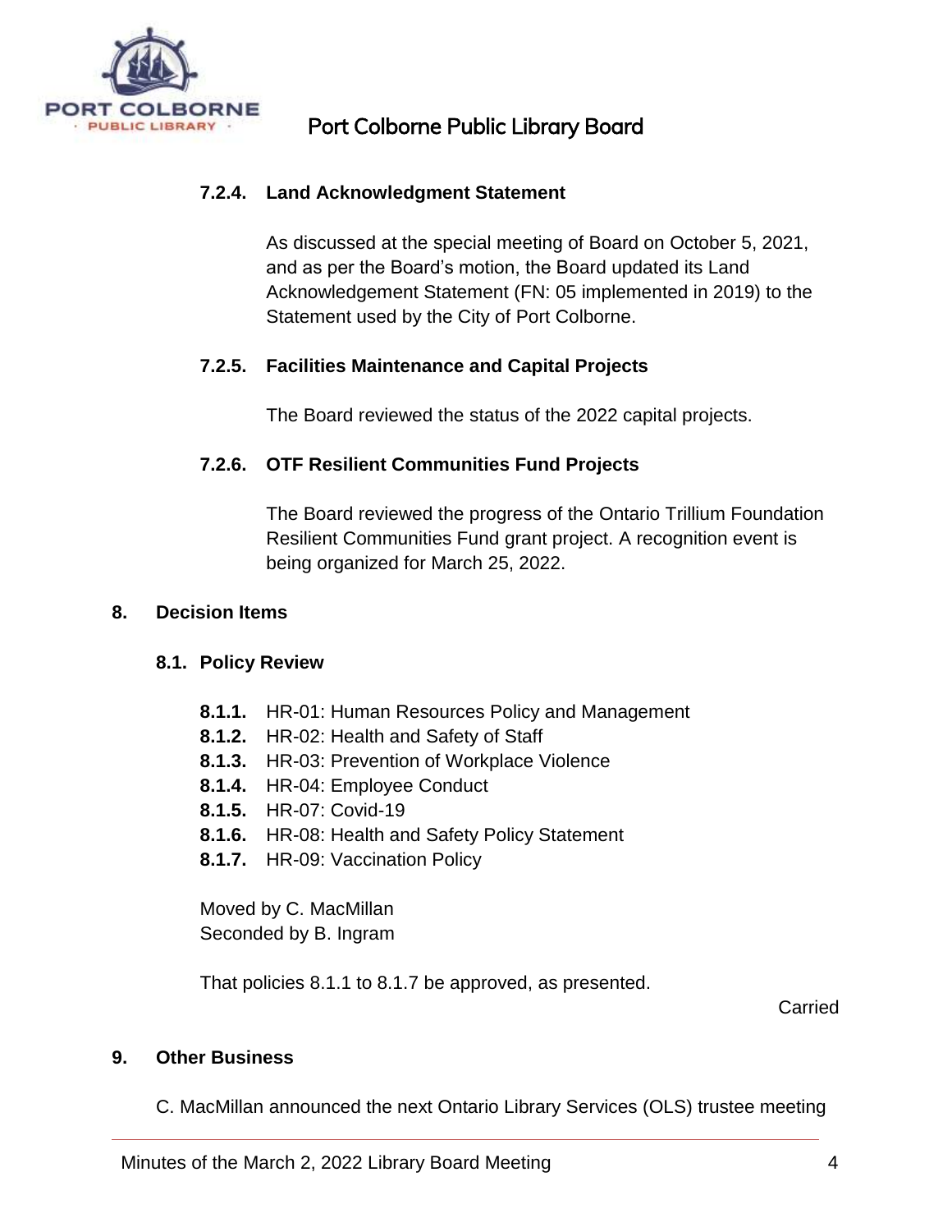**7.2.4. Land Acknowledgment Statement**

As discussed at the special meeting of Board on October 5, 2021, and as per the Board's motion, the Board updated its Land Acknowledgement Statement (FN: 05 implemented in 2019) to the Statement used by the City of Port Colborne.

**7.2.5. Facilities Maintenance and Capital Projects**

The Board reviewed the status of the 2022 capital projects.

**7.2.6. OTF Resilient Communities Fund Projects**

The Board reviewed the progress of the Ontario Trillium Foundation Resilient Communities Fund grant project. A recognition event is being organized for March 25, 2022.

**8. Decision Items**

**8.1. Policy Review**

**8.1.1.** HR-01: Human Resources Policy and Management
**8.1.2.** HR-02: Health and Safety of Staff
**8.1.3.** HR-03: Prevention of Workplace Violence
**8.1.4.** HR-04: Employee Conduct
**8.1.5.** HR-07: Covid-19
**8.1.6.** HR-08: Health and Safety Policy Statement
**8.1.7.** HR-09: Vaccination Policy

Moved by C. MacMillan
Seconded by B. Ingram

That policies 8.1.1 to 8.1.7 be approved, as presented.

Carried

**9. Other Business**

C. MacMillan announced the next Ontario Library Services (OLS) trustee meeting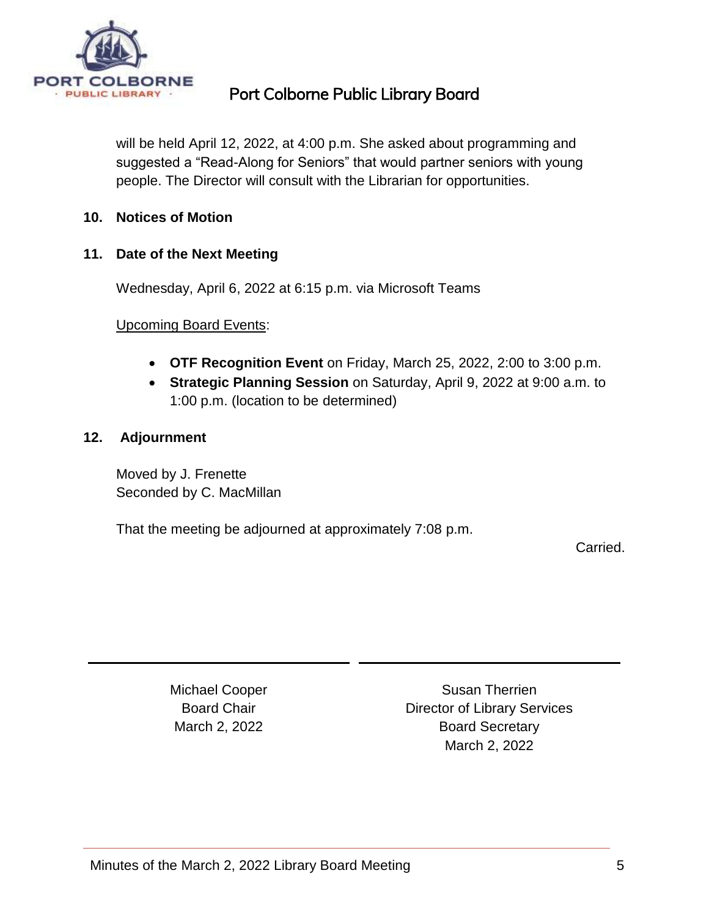will be held April 12, 2022, at 4:00 p.m. She asked about programming and suggested a "Read-Along for Seniors" that would partner seniors with young people. The Director will consult with the Librarian for opportunities.

## 10. Notices of Motion

## 11. Date of the Next Meeting

Wednesday, April 6, 2022 at 6:15 p.m. via Microsoft Teams

Upcoming Board Events:

- **OTF Recognition Event** on Friday, March 25, 2022, 2:00 to 3:00 p.m.
- **Strategic Planning Session** on Saturday, April 9, 2022 at 9:00 a.m. to 1:00 p.m. (location to be determined)

## 12. Adjournment

Moved by J. Frenette
Seconded by C. MacMillan

That the meeting be adjourned at approximately 7:08 p.m.

Carried.

Michael Cooper
Board Chair
March 2, 2022

Susan Therrien
Director of Library Services
Board Secretary
March 2, 2022